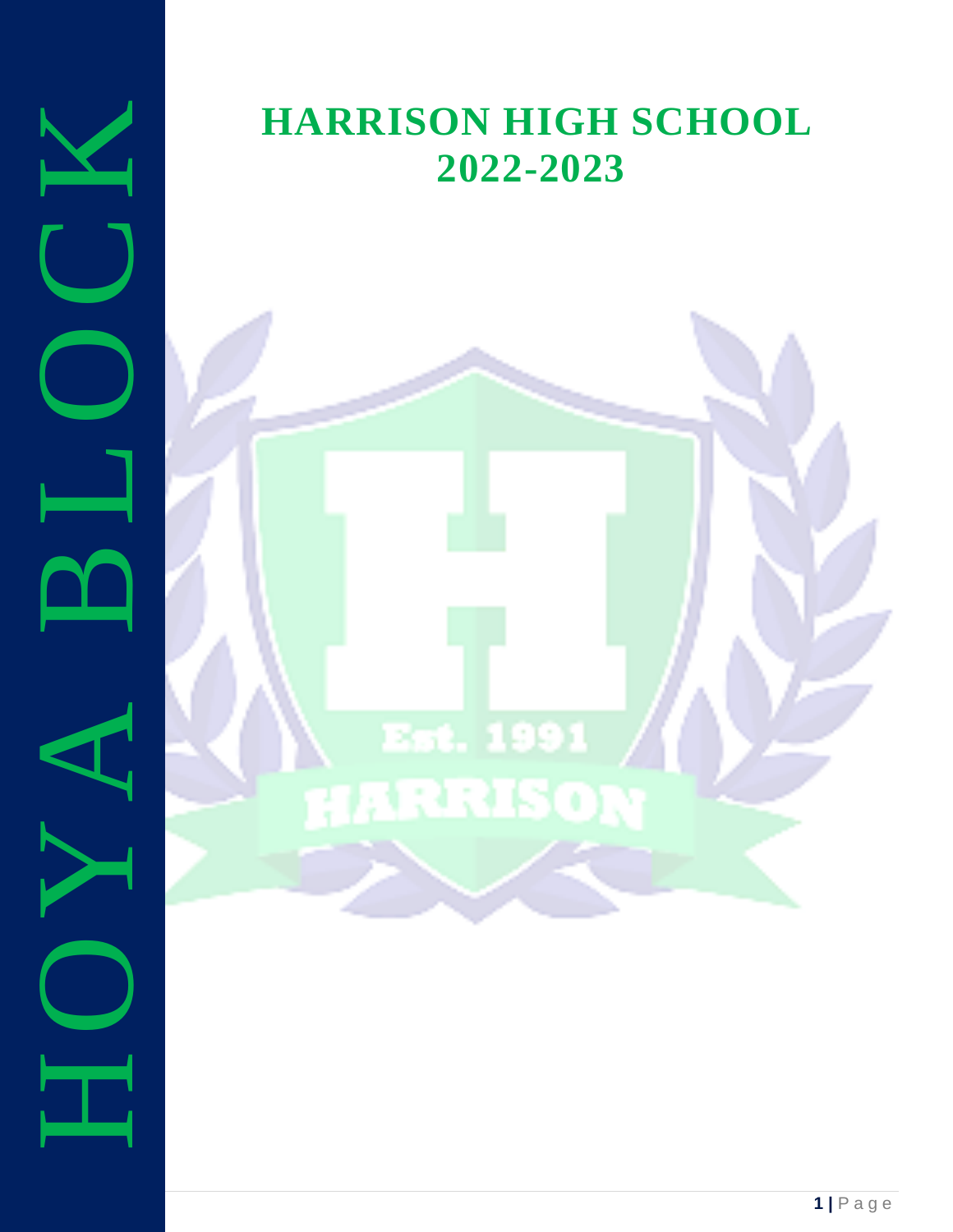HOYA BLOCK

# HARRISON HIGH SCHOOL
# 2022-2023

Est. 1991

HARRISON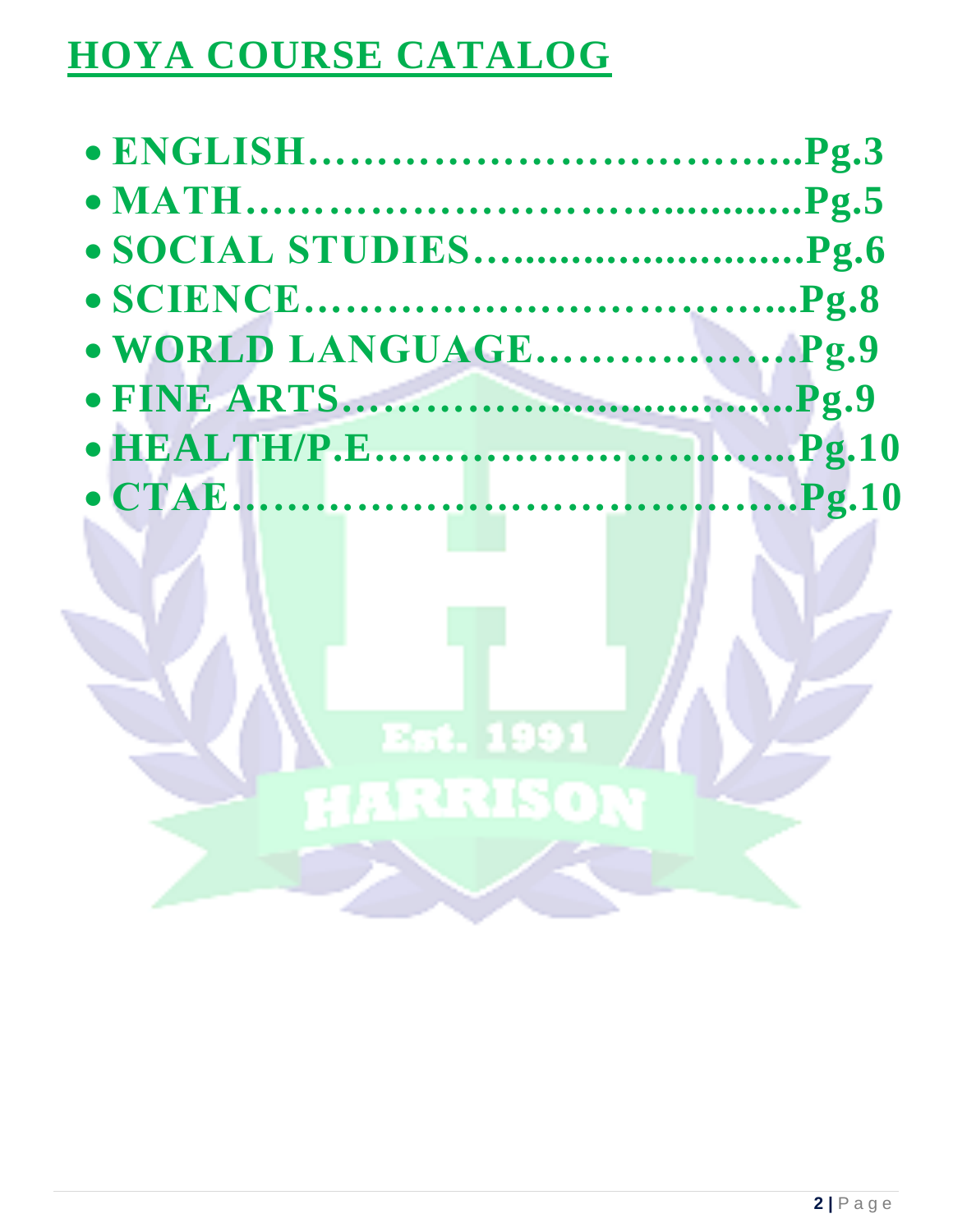# HOYA COURSE CATALOG

- **ENGLISH……………………………..Pg.3**
- **MATH………………………..............Pg.5**
- **SOCIAL STUDIES…........................Pg.6**
- **SCIENCE……………………………...Pg.8**
- **WORLD LANGUAGE……………….Pg.9**
- **FINE ARTS……………….................Pg.9**
- **HEALTH/P.E………………………...Pg.10**
- **CTAE………………………………….Pg.10**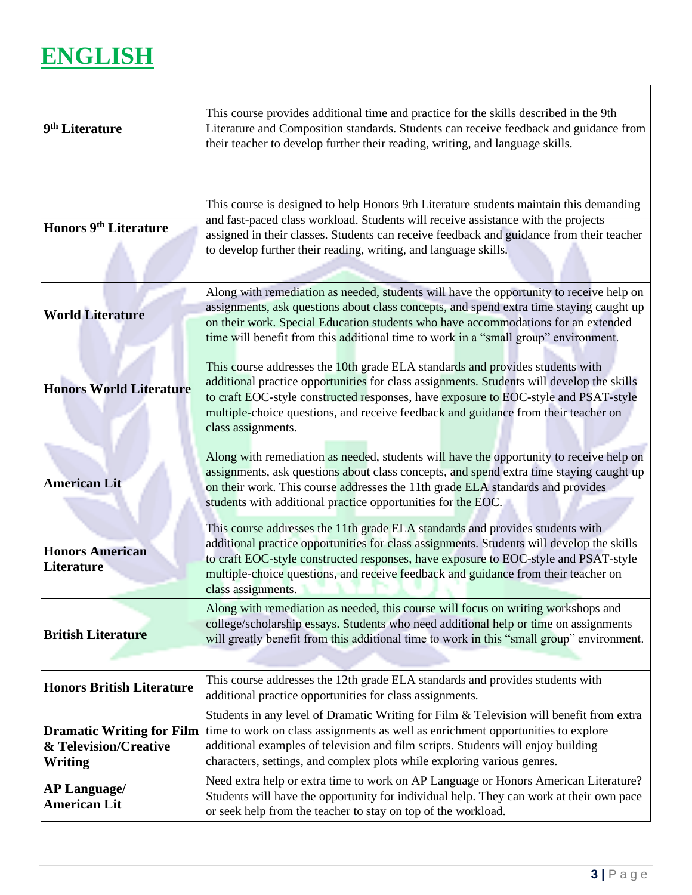# ENGLISH

| | |
|---|---|
| **9th Literature** | This course provides additional time and practice for the skills described in the 9th Literature and Composition standards. Students can receive feedback and guidance from their teacher to develop further their reading, writing, and language skills. |
| **Honors 9th Literature** | This course is designed to help Honors 9th Literature students maintain this demanding and fast-paced class workload. Students will receive assistance with the projects assigned in their classes. Students can receive feedback and guidance from their teacher to develop further their reading, writing, and language skills. |
| **World Literature** | Along with remediation as needed, students will have the opportunity to receive help on assignments, ask questions about class concepts, and spend extra time staying caught up on their work. Special Education students who have accommodations for an extended time will benefit from this additional time to work in a "small group" environment. |
| **Honors World Literature** | This course addresses the 10th grade ELA standards and provides students with additional practice opportunities for class assignments. Students will develop the skills to craft EOC-style constructed responses, have exposure to EOC-style and PSAT-style multiple-choice questions, and receive feedback and guidance from their teacher on class assignments. |
| **American Lit** | Along with remediation as needed, students will have the opportunity to receive help on assignments, ask questions about class concepts, and spend extra time staying caught up on their work. This course addresses the 11th grade ELA standards and provides students with additional practice opportunities for the EOC. |
| **Honors American Literature** | This course addresses the 11th grade ELA standards and provides students with additional practice opportunities for class assignments. Students will develop the skills to craft EOC-style constructed responses, have exposure to EOC-style and PSAT-style multiple-choice questions, and receive feedback and guidance from their teacher on class assignments. |
| **British Literature** | Along with remediation as needed, this course will focus on writing workshops and college/scholarship essays. Students who need additional help or time on assignments will greatly benefit from this additional time to work in this "small group" environment. |
| **Honors British Literature** | This course addresses the 12th grade ELA standards and provides students with additional practice opportunities for class assignments. |
| **Dramatic Writing for Film & Television/Creative Writing** | Students in any level of Dramatic Writing for Film & Television will benefit from extra time to work on class assignments as well as enrichment opportunities to explore additional examples of television and film scripts. Students will enjoy building characters, settings, and complex plots while exploring various genres. |
| **AP Language/ American Lit** | Need extra help or extra time to work on AP Language or Honors American Literature? Students will have the opportunity for individual help. They can work at their own pace or seek help from the teacher to stay on top of the workload. |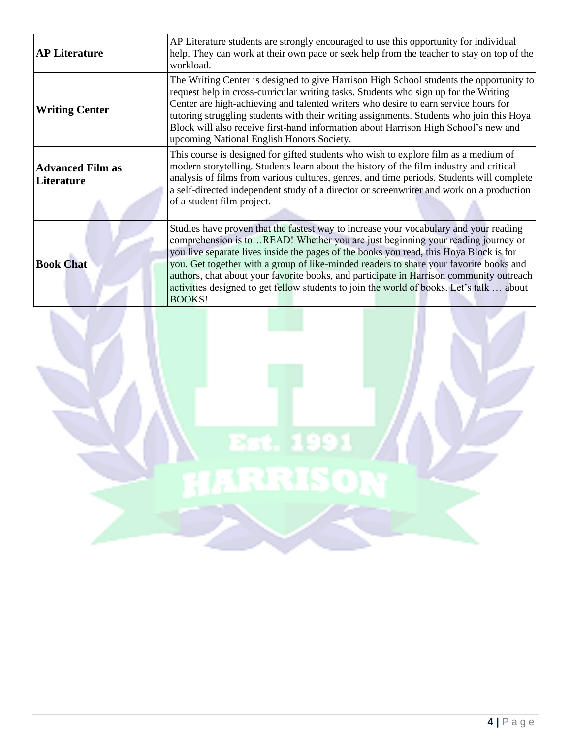| | |
|---|---|
| **AP Literature** | AP Literature students are strongly encouraged to use this opportunity for individual help. They can work at their own pace or seek help from the teacher to stay on top of the workload. |
| **Writing Center** | The Writing Center is designed to give Harrison High School students the opportunity to request help in cross-curricular writing tasks. Students who sign up for the Writing Center are high-achieving and talented writers who desire to earn service hours for tutoring struggling students with their writing assignments. Students who join this Hoya Block will also receive first-hand information about Harrison High School's new and upcoming National English Honors Society. |
| **Advanced Film as Literature** | This course is designed for gifted students who wish to explore film as a medium of modern storytelling. Students learn about the history of the film industry and critical analysis of films from various cultures, genres, and time periods. Students will complete a self-directed independent study of a director or screenwriter and work on a production of a student film project. |
| **Book Chat** | Studies have proven that the fastest way to increase your vocabulary and your reading comprehension is to…READ! Whether you are just beginning your reading journey or you live separate lives inside the pages of the books you read, this Hoya Block is for you. Get together with a group of like-minded readers to share your favorite books and authors, chat about your favorite books, and participate in Harrison community outreach activities designed to get fellow students to join the world of books. Let's talk … about BOOKS! |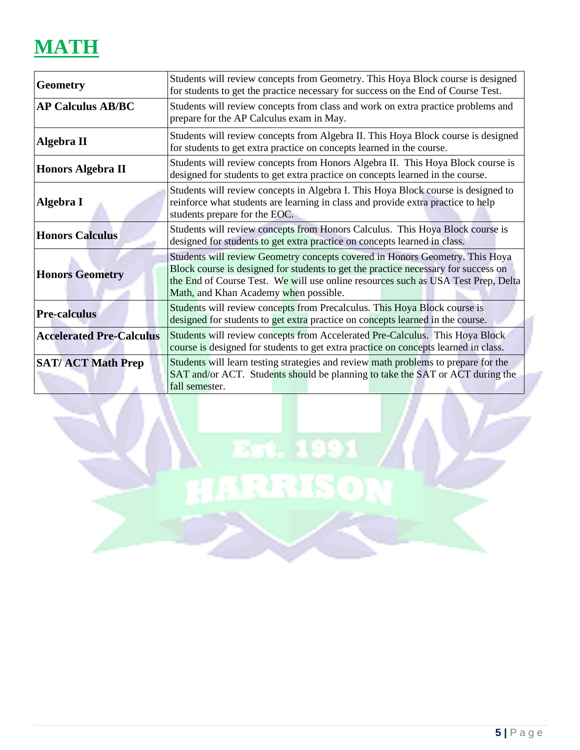# MATH

| | |
|---|---|
| **Geometry** | Students will review concepts from Geometry. This Hoya Block course is designed for students to get the practice necessary for success on the End of Course Test. |
| **AP Calculus AB/BC** | Students will review concepts from class and work on extra practice problems and prepare for the AP Calculus exam in May. |
| **Algebra II** | Students will review concepts from Algebra II. This Hoya Block course is designed for students to get extra practice on concepts learned in the course. |
| **Honors Algebra II** | Students will review concepts from Honors Algebra II. This Hoya Block course is designed for students to get extra practice on concepts learned in the course. |
| **Algebra I** | Students will review concepts in Algebra I. This Hoya Block course is designed to reinforce what students are learning in class and provide extra practice to help students prepare for the EOC. |
| **Honors Calculus** | Students will review concepts from Honors Calculus. This Hoya Block course is designed for students to get extra practice on concepts learned in class. |
| **Honors Geometry** | Students will review Geometry concepts covered in Honors Geometry. This Hoya Block course is designed for students to get the practice necessary for success on the End of Course Test. We will use online resources such as USA Test Prep, Delta Math, and Khan Academy when possible. |
| **Pre-calculus** | Students will review concepts from Precalculus. This Hoya Block course is designed for students to get extra practice on concepts learned in the course. |
| **Accelerated Pre-Calculus** | Students will review concepts from Accelerated Pre-Calculus. This Hoya Block course is designed for students to get extra practice on concepts learned in class. |
| **SAT/ ACT Math Prep** | Students will learn testing strategies and review math problems to prepare for the SAT and/or ACT. Students should be planning to take the SAT or ACT during the fall semester. |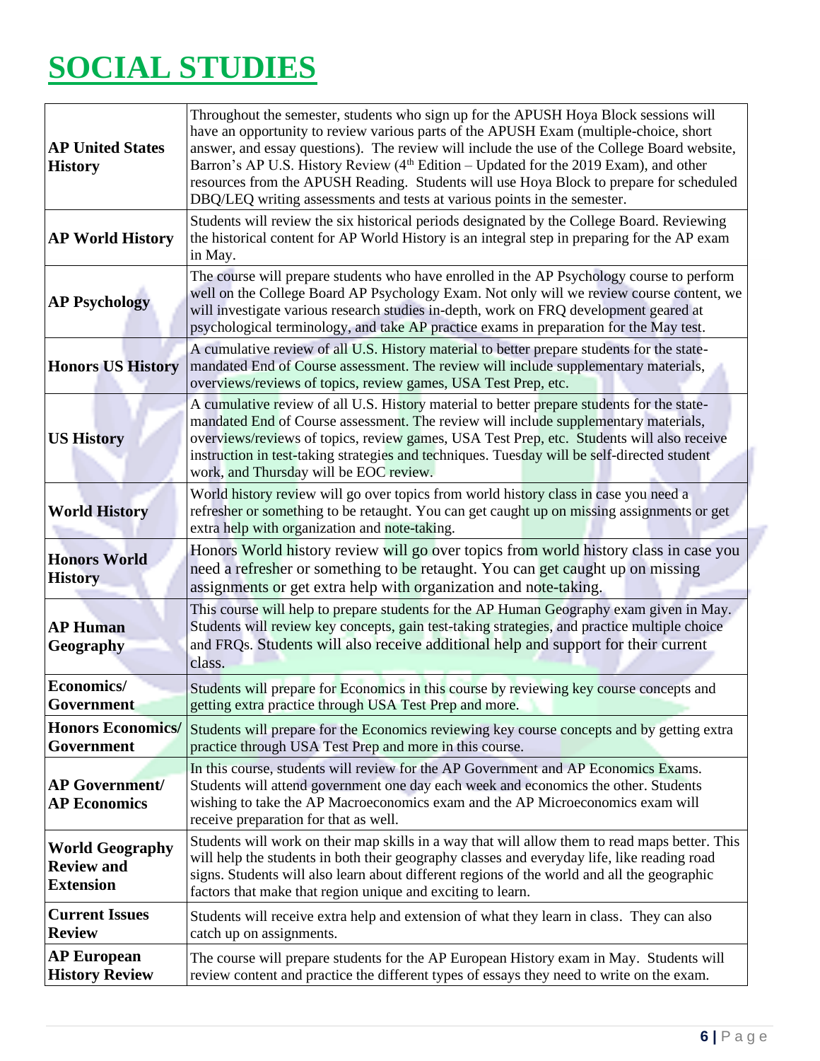# SOCIAL STUDIES

| Course | Description |
| --- | --- |
| **AP United States History** | Throughout the semester, students who sign up for the APUSH Hoya Block sessions will have an opportunity to review various parts of the APUSH Exam (multiple-choice, short answer, and essay questions). The review will include the use of the College Board website, Barron's AP U.S. History Review (4th Edition – Updated for the 2019 Exam), and other resources from the APUSH Reading. Students will use Hoya Block to prepare for scheduled DBQ/LEQ writing assessments and tests at various points in the semester. |
| **AP World History** | Students will review the six historical periods designated by the College Board. Reviewing the historical content for AP World History is an integral step in preparing for the AP exam in May. |
| **AP Psychology** | The course will prepare students who have enrolled in the AP Psychology course to perform well on the College Board AP Psychology Exam. Not only will we review course content, we will investigate various research studies in-depth, work on FRQ development geared at psychological terminology, and take AP practice exams in preparation for the May test. |
| **Honors US History** | A cumulative review of all U.S. History material to better prepare students for the state-mandated End of Course assessment. The review will include supplementary materials, overviews/reviews of topics, review games, USA Test Prep, etc. |
| **US History** | A cumulative review of all U.S. History material to better prepare students for the state-mandated End of Course assessment. The review will include supplementary materials, overviews/reviews of topics, review games, USA Test Prep, etc. Students will also receive instruction in test-taking strategies and techniques. Tuesday will be self-directed student work, and Thursday will be EOC review. |
| **World History** | World history review will go over topics from world history class in case you need a refresher or something to be retaught. You can get caught up on missing assignments or get extra help with organization and note-taking. |
| **Honors World History** | Honors World history review will go over topics from world history class in case you need a refresher or something to be retaught. You can get caught up on missing assignments or get extra help with organization and note-taking. |
| **AP Human Geography** | This course will help to prepare students for the AP Human Geography exam given in May. Students will review key concepts, gain test-taking strategies, and practice multiple choice and FRQs. Students will also receive additional help and support for their current class. |
| **Economics/ Government** | Students will prepare for Economics in this course by reviewing key course concepts and getting extra practice through USA Test Prep and more. |
| **Honors Economics/ Government** | Students will prepare for the Economics reviewing key course concepts and by getting extra practice through USA Test Prep and more in this course. |
| **AP Government/ AP Economics** | In this course, students will review for the AP Government and AP Economics Exams. Students will attend government one day each week and economics the other. Students wishing to take the AP Macroeconomics exam and the AP Microeconomics exam will receive preparation for that as well. |
| **World Geography Review and Extension** | Students will work on their map skills in a way that will allow them to read maps better. This will help the students in both their geography classes and everyday life, like reading road signs. Students will also learn about different regions of the world and all the geographic factors that make that region unique and exciting to learn. |
| **Current Issues Review** | Students will receive extra help and extension of what they learn in class. They can also catch up on assignments. |
| **AP European History Review** | The course will prepare students for the AP European History exam in May. Students will review content and practice the different types of essays they need to write on the exam. |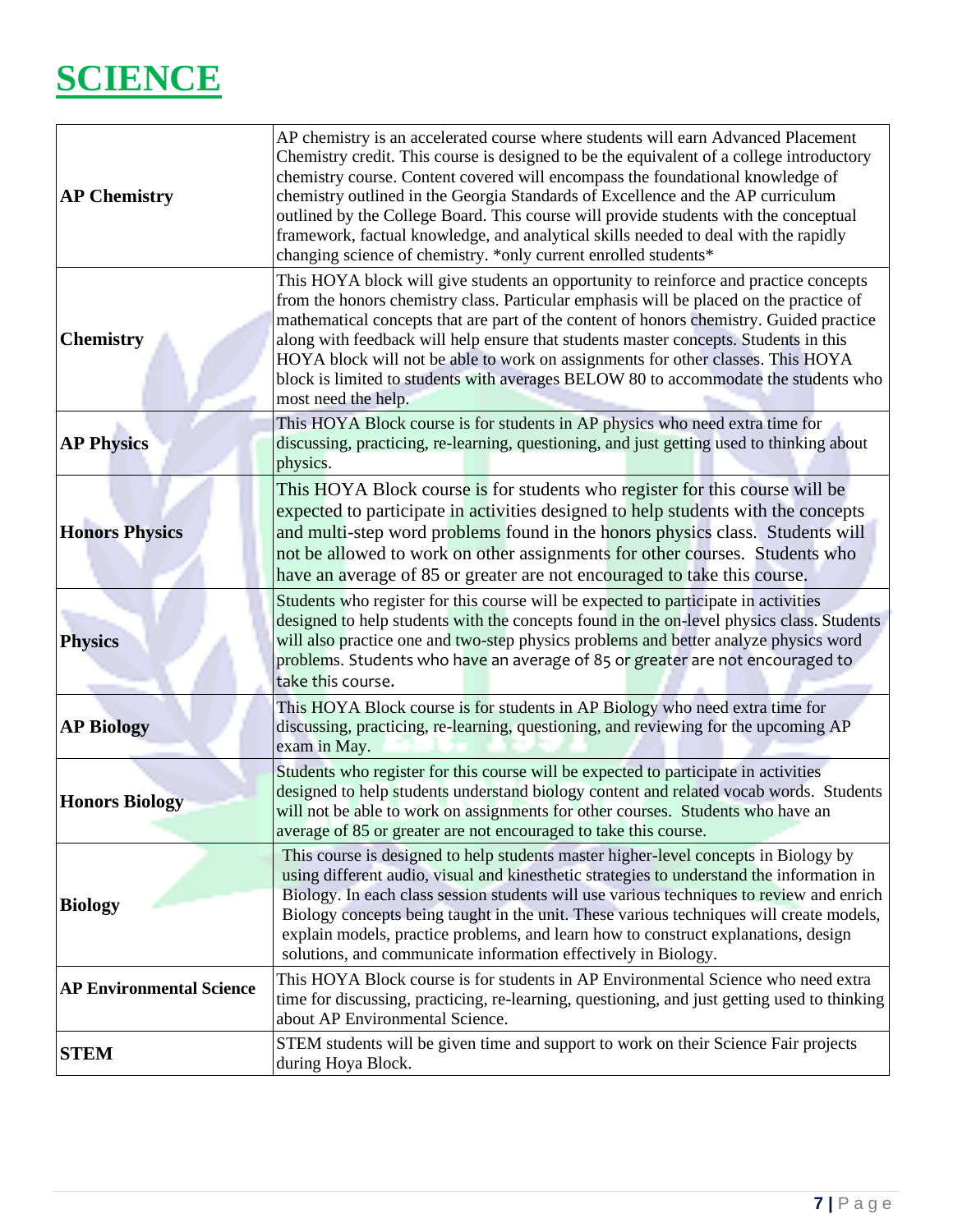# SCIENCE

| | |
|---|---|
| **AP Chemistry** | AP chemistry is an accelerated course where students will earn Advanced Placement Chemistry credit. This course is designed to be the equivalent of a college introductory chemistry course. Content covered will encompass the foundational knowledge of chemistry outlined in the Georgia Standards of Excellence and the AP curriculum outlined by the College Board. This course will provide students with the conceptual framework, factual knowledge, and analytical skills needed to deal with the rapidly changing science of chemistry. *only current enrolled students* |
| **Chemistry** | This HOYA block will give students an opportunity to reinforce and practice concepts from the honors chemistry class. Particular emphasis will be placed on the practice of mathematical concepts that are part of the content of honors chemistry. Guided practice along with feedback will help ensure that students master concepts. Students in this HOYA block will not be able to work on assignments for other classes. This HOYA block is limited to students with averages BELOW 80 to accommodate the students who most need the help. |
| **AP Physics** | This HOYA Block course is for students in AP physics who need extra time for discussing, practicing, re-learning, questioning, and just getting used to thinking about physics. |
| **Honors Physics** | This HOYA Block course is for students who register for this course will be expected to participate in activities designed to help students with the concepts and multi-step word problems found in the honors physics class. Students will not be allowed to work on other assignments for other courses. Students who have an average of 85 or greater are not encouraged to take this course. |
| **Physics** | Students who register for this course will be expected to participate in activities designed to help students with the concepts found in the on-level physics class. Students will also practice one and two-step physics problems and better analyze physics word problems. Students who have an average of 85 or greater are not encouraged to take this course. |
| **AP Biology** | This HOYA Block course is for students in AP Biology who need extra time for discussing, practicing, re-learning, questioning, and reviewing for the upcoming AP exam in May. |
| **Honors Biology** | Students who register for this course will be expected to participate in activities designed to help students understand biology content and related vocab words. Students will not be able to work on assignments for other courses. Students who have an average of 85 or greater are not encouraged to take this course. |
| **Biology** | This course is designed to help students master higher-level concepts in Biology by using different audio, visual and kinesthetic strategies to understand the information in Biology. In each class session students will use various techniques to review and enrich Biology concepts being taught in the unit. These various techniques will create models, explain models, practice problems, and learn how to construct explanations, design solutions, and communicate information effectively in Biology. |
| **AP Environmental Science** | This HOYA Block course is for students in AP Environmental Science who need extra time for discussing, practicing, re-learning, questioning, and just getting used to thinking about AP Environmental Science. |
| **STEM** | STEM students will be given time and support to work on their Science Fair projects during Hoya Block. |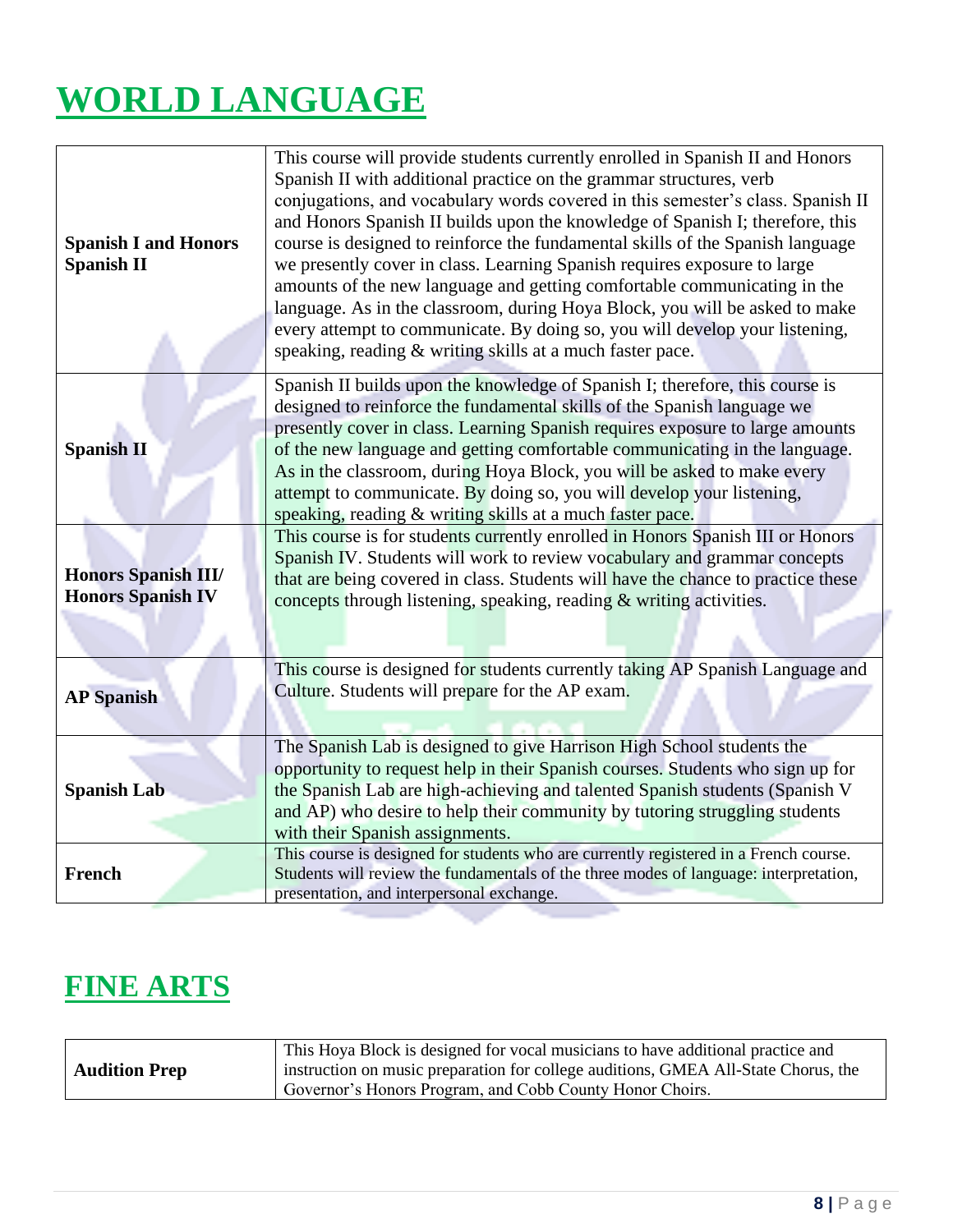# WORLD LANGUAGE

| | |
|---|---|
| **Spanish I and Honors Spanish II** | This course will provide students currently enrolled in Spanish II and Honors Spanish II with additional practice on the grammar structures, verb conjugations, and vocabulary words covered in this semester's class. Spanish II and Honors Spanish II builds upon the knowledge of Spanish I; therefore, this course is designed to reinforce the fundamental skills of the Spanish language we presently cover in class. Learning Spanish requires exposure to large amounts of the new language and getting comfortable communicating in the language. As in the classroom, during Hoya Block, you will be asked to make every attempt to communicate. By doing so, you will develop your listening, speaking, reading & writing skills at a much faster pace. |
| **Spanish II** | Spanish II builds upon the knowledge of Spanish I; therefore, this course is designed to reinforce the fundamental skills of the Spanish language we presently cover in class. Learning Spanish requires exposure to large amounts of the new language and getting comfortable communicating in the language. As in the classroom, during Hoya Block, you will be asked to make every attempt to communicate. By doing so, you will develop your listening, speaking, reading & writing skills at a much faster pace. |
| **Honors Spanish III/ Honors Spanish IV** | This course is for students currently enrolled in Honors Spanish III or Honors Spanish IV. Students will work to review vocabulary and grammar concepts that are being covered in class. Students will have the chance to practice these concepts through listening, speaking, reading & writing activities. |
| **AP Spanish** | This course is designed for students currently taking AP Spanish Language and Culture. Students will prepare for the AP exam. |
| **Spanish Lab** | The Spanish Lab is designed to give Harrison High School students the opportunity to request help in their Spanish courses. Students who sign up for the Spanish Lab are high-achieving and talented Spanish students (Spanish V and AP) who desire to help their community by tutoring struggling students with their Spanish assignments. |
| **French** | This course is designed for students who are currently registered in a French course. Students will review the fundamentals of the three modes of language: interpretation, presentation, and interpersonal exchange. |

# FINE ARTS

| | |
|---|---|
| **Audition Prep** | This Hoya Block is designed for vocal musicians to have additional practice and instruction on music preparation for college auditions, GMEA All-State Chorus, the Governor's Honors Program, and Cobb County Honor Choirs. |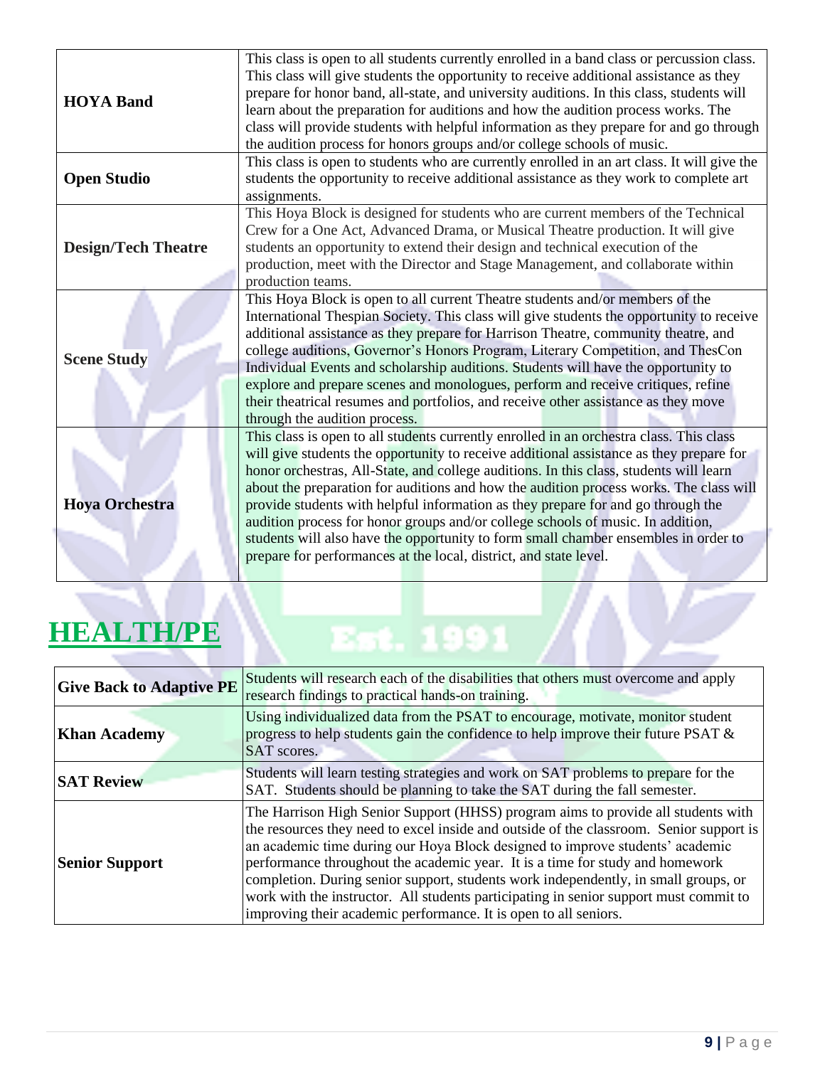| | |
|---|---|
| **HOYA Band** | This class is open to all students currently enrolled in a band class or percussion class. This class will give students the opportunity to receive additional assistance as they prepare for honor band, all-state, and university auditions. In this class, students will learn about the preparation for auditions and how the audition process works. The class will provide students with helpful information as they prepare for and go through the audition process for honors groups and/or college schools of music. |
| **Open Studio** | This class is open to students who are currently enrolled in an art class. It will give the students the opportunity to receive additional assistance as they work to complete art assignments. |
| **Design/Tech Theatre** | This Hoya Block is designed for students who are current members of the Technical Crew for a One Act, Advanced Drama, or Musical Theatre production. It will give students an opportunity to extend their design and technical execution of the production, meet with the Director and Stage Management, and collaborate within production teams. |
| **Scene Study** | This Hoya Block is open to all current Theatre students and/or members of the International Thespian Society. This class will give students the opportunity to receive additional assistance as they prepare for Harrison Theatre, community theatre, and college auditions, Governor's Honors Program, Literary Competition, and ThesCon Individual Events and scholarship auditions. Students will have the opportunity to explore and prepare scenes and monologues, perform and receive critiques, refine their theatrical resumes and portfolios, and receive other assistance as they move through the audition process. |
| **Hoya Orchestra** | This class is open to all students currently enrolled in an orchestra class. This class will give students the opportunity to receive additional assistance as they prepare for honor orchestras, All-State, and college auditions. In this class, students will learn about the preparation for auditions and how the audition process works. The class will provide students with helpful information as they prepare for and go through the audition process for honor groups and/or college schools of music. In addition, students will also have the opportunity to form small chamber ensembles in order to prepare for performances at the local, district, and state level. |

# HEALTH/PE

| | |
|---|---|
| **Give Back to Adaptive PE** | Students will research each of the disabilities that others must overcome and apply research findings to practical hands-on training. |
| **Khan Academy** | Using individualized data from the PSAT to encourage, motivate, monitor student progress to help students gain the confidence to help improve their future PSAT & SAT scores. |
| **SAT Review** | Students will learn testing strategies and work on SAT problems to prepare for the SAT. Students should be planning to take the SAT during the fall semester. |
| **Senior Support** | The Harrison High Senior Support (HHSS) program aims to provide all students with the resources they need to excel inside and outside of the classroom. Senior support is an academic time during our Hoya Block designed to improve students' academic performance throughout the academic year. It is a time for study and homework completion. During senior support, students work independently, in small groups, or work with the instructor. All students participating in senior support must commit to improving their academic performance. It is open to all seniors. |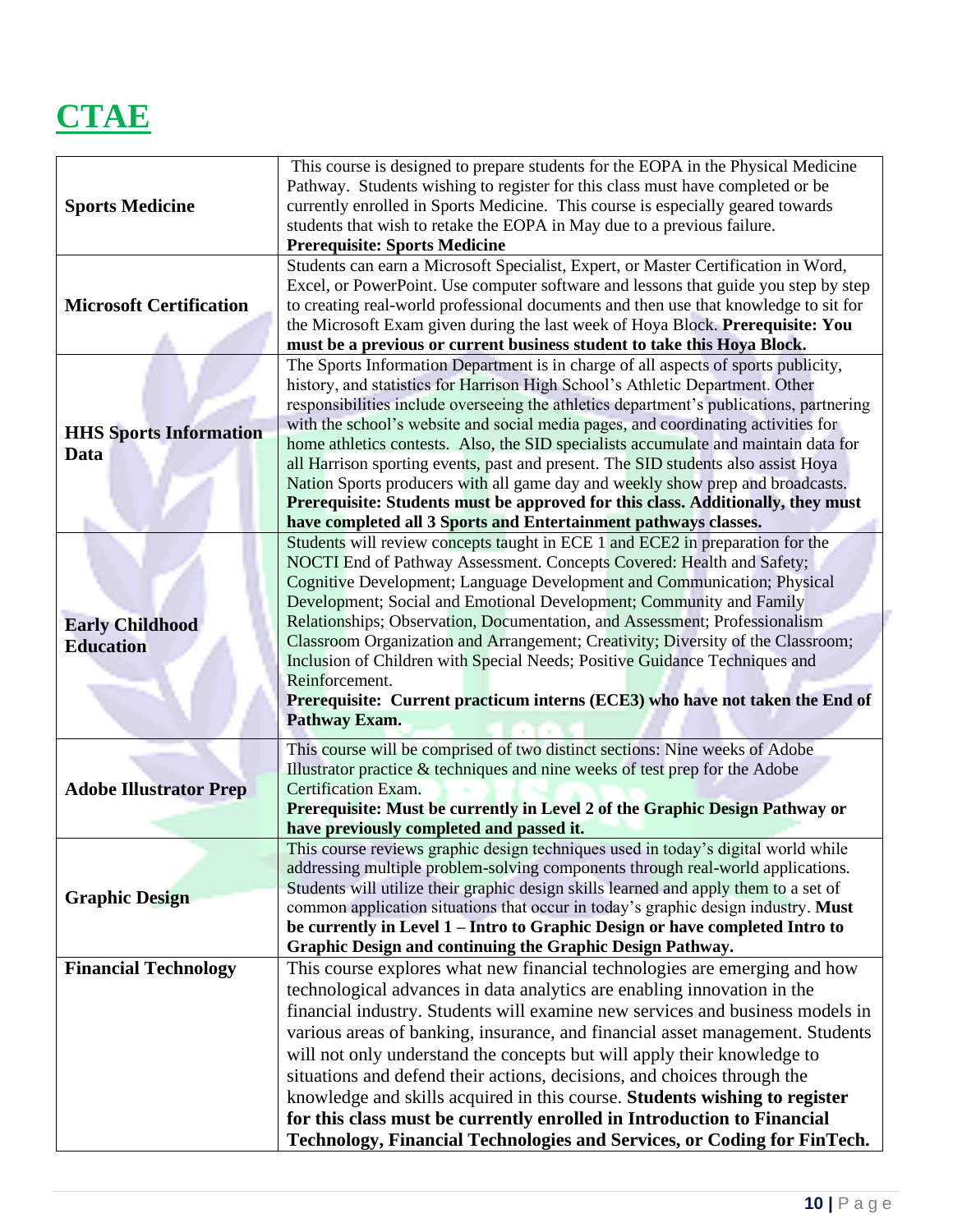# CTAE

| | |
|---|---|
| **Sports Medicine** | This course is designed to prepare students for the EOPA in the Physical Medicine Pathway. Students wishing to register for this class must have completed or be currently enrolled in Sports Medicine. This course is especially geared towards students that wish to retake the EOPA in May due to a previous failure. **Prerequisite: Sports Medicine** |
| **Microsoft Certification** | Students can earn a Microsoft Specialist, Expert, or Master Certification in Word, Excel, or PowerPoint. Use computer software and lessons that guide you step by step to creating real-world professional documents and then use that knowledge to sit for the Microsoft Exam given during the last week of Hoya Block. **Prerequisite: You must be a previous or current business student to take this Hoya Block.** |
| **HHS Sports Information Data** | The Sports Information Department is in charge of all aspects of sports publicity, history, and statistics for Harrison High School's Athletic Department. Other responsibilities include overseeing the athletics department's publications, partnering with the school's website and social media pages, and coordinating activities for home athletics contests. Also, the SID specialists accumulate and maintain data for all Harrison sporting events, past and present. The SID students also assist Hoya Nation Sports producers with all game day and weekly show prep and broadcasts. **Prerequisite: Students must be approved for this class. Additionally, they must have completed all 3 Sports and Entertainment pathways classes.** |
| **Early Childhood Education** | Students will review concepts taught in ECE 1 and ECE2 in preparation for the NOCTI End of Pathway Assessment. Concepts Covered: Health and Safety; Cognitive Development; Language Development and Communication; Physical Development; Social and Emotional Development; Community and Family Relationships; Observation, Documentation, and Assessment; Professionalism Classroom Organization and Arrangement; Creativity; Diversity of the Classroom; Inclusion of Children with Special Needs; Positive Guidance Techniques and Reinforcement. **Prerequisite: Current practicum interns (ECE3) who have not taken the End of Pathway Exam.** |
| **Adobe Illustrator Prep** | This course will be comprised of two distinct sections: Nine weeks of Adobe Illustrator practice & techniques and nine weeks of test prep for the Adobe Certification Exam. **Prerequisite: Must be currently in Level 2 of the Graphic Design Pathway or have previously completed and passed it.** |
| **Graphic Design** | This course reviews graphic design techniques used in today's digital world while addressing multiple problem-solving components through real-world applications. Students will utilize their graphic design skills learned and apply them to a set of common application situations that occur in today's graphic design industry. **Must be currently in Level 1 – Intro to Graphic Design or have completed Intro to Graphic Design and continuing the Graphic Design Pathway.** |
| **Financial Technology** | This course explores what new financial technologies are emerging and how technological advances in data analytics are enabling innovation in the financial industry. Students will examine new services and business models in various areas of banking, insurance, and financial asset management. Students will not only understand the concepts but will apply their knowledge to situations and defend their actions, decisions, and choices through the knowledge and skills acquired in this course. **Students wishing to register for this class must be currently enrolled in Introduction to Financial Technology, Financial Technologies and Services, or Coding for FinTech.** |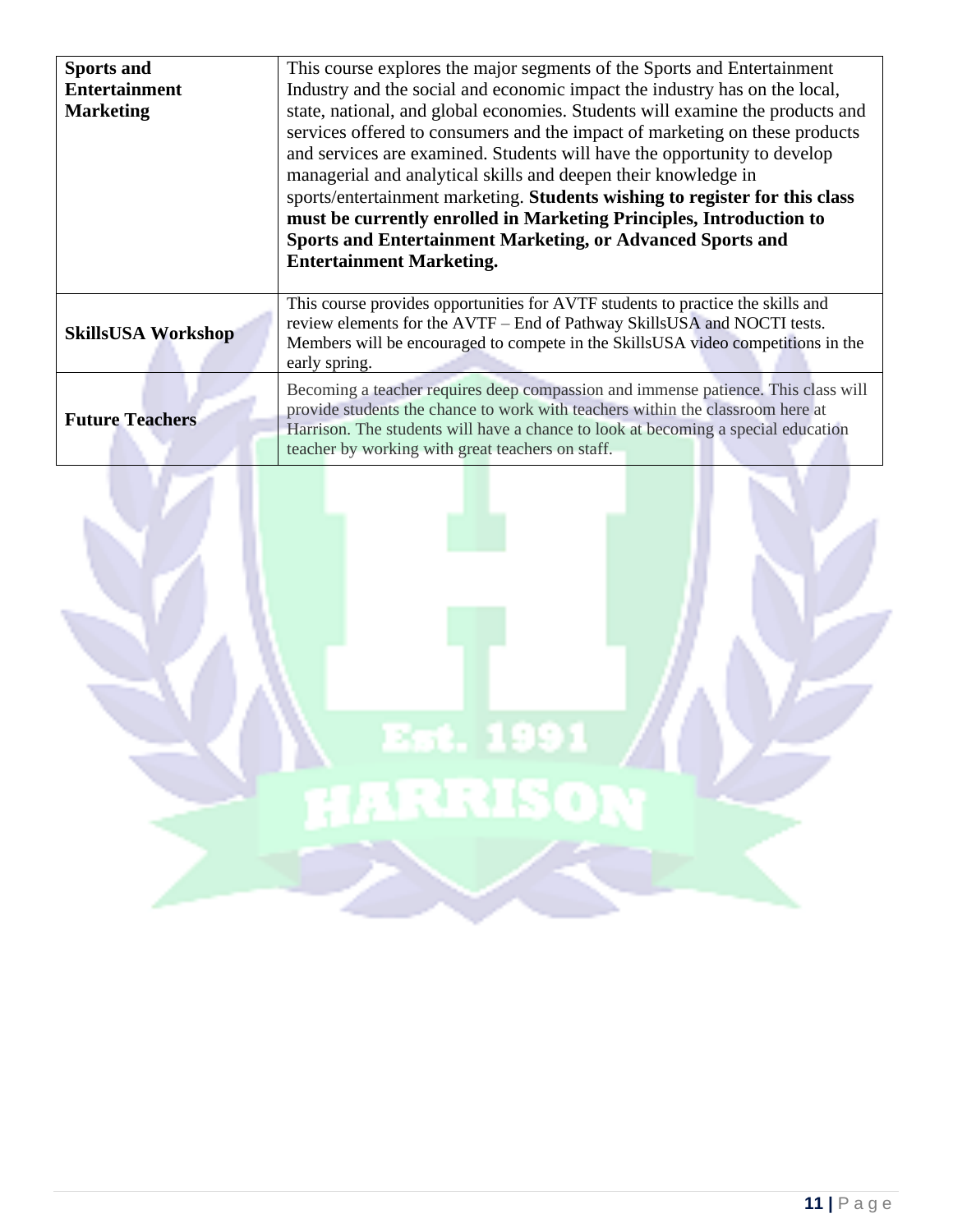| | |
|---|---|
| **Sports and Entertainment Marketing** | This course explores the major segments of the Sports and Entertainment Industry and the social and economic impact the industry has on the local, state, national, and global economies. Students will examine the products and services offered to consumers and the impact of marketing on these products and services are examined. Students will have the opportunity to develop managerial and analytical skills and deepen their knowledge in sports/entertainment marketing. **Students wishing to register for this class must be currently enrolled in Marketing Principles, Introduction to Sports and Entertainment Marketing, or Advanced Sports and Entertainment Marketing.** |
| **SkillsUSA Workshop** | This course provides opportunities for AVTF students to practice the skills and review elements for the AVTF – End of Pathway SkillsUSA and NOCTI tests. Members will be encouraged to compete in the SkillsUSA video competitions in the early spring. |
| **Future Teachers** | Becoming a teacher requires deep compassion and immense patience. This class will provide students the chance to work with teachers within the classroom here at Harrison. The students will have a chance to look at becoming a special education teacher by working with great teachers on staff. |